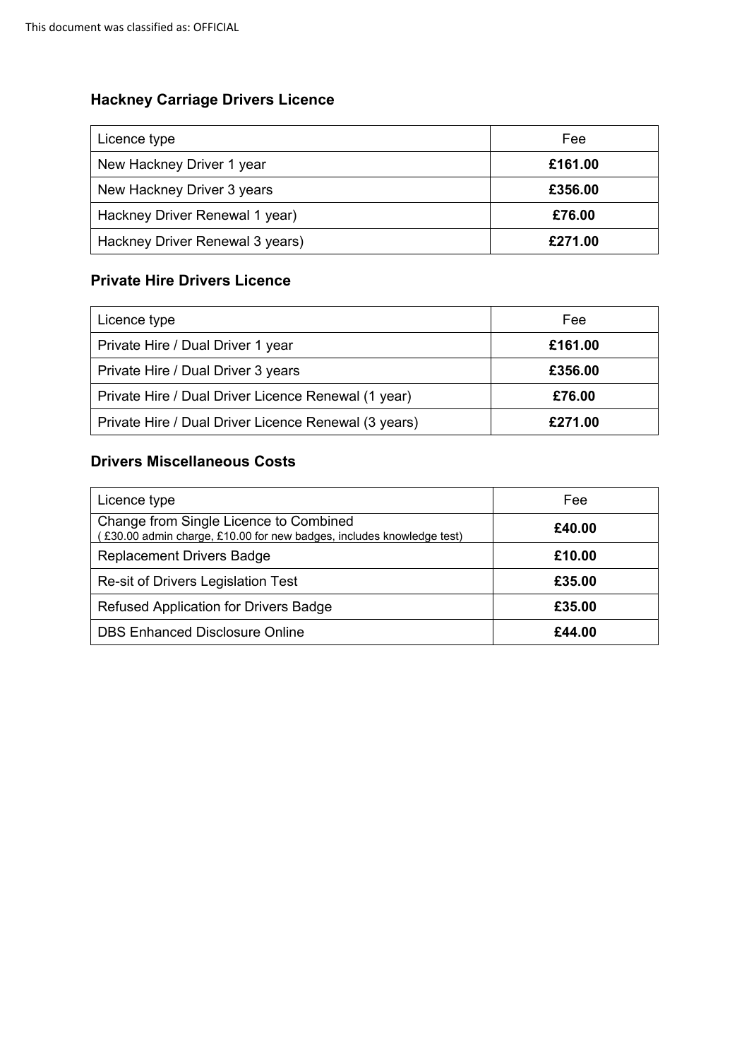This document was classified as: OFFICIAL

### Hackney Carriage Drivers Licence

| Licence type | Fee |
|---|---|
| New Hackney Driver 1 year | **£161.00** |
| New Hackney Driver 3 years | **£356.00** |
| Hackney Driver Renewal 1 year) | **£76.00** |
| Hackney Driver Renewal 3 years) | **£271.00** |

### Private Hire Drivers Licence

| Licence type | Fee |
|---|---|
| Private Hire / Dual Driver 1 year | **£161.00** |
| Private Hire / Dual Driver 3 years | **£356.00** |
| Private Hire / Dual Driver Licence Renewal (1 year) | **£76.00** |
| Private Hire / Dual Driver Licence Renewal (3 years) | **£271.00** |

### Drivers Miscellaneous Costs

| Licence type | Fee |
|---|---|
| Change from Single Licence to Combined ( £30.00 admin charge, £10.00 for new badges, includes knowledge test) | **£40.00** |
| Replacement Drivers Badge | **£10.00** |
| Re-sit of Drivers Legislation Test | **£35.00** |
| Refused Application for Drivers Badge | **£35.00** |
| DBS Enhanced Disclosure Online | **£44.00** |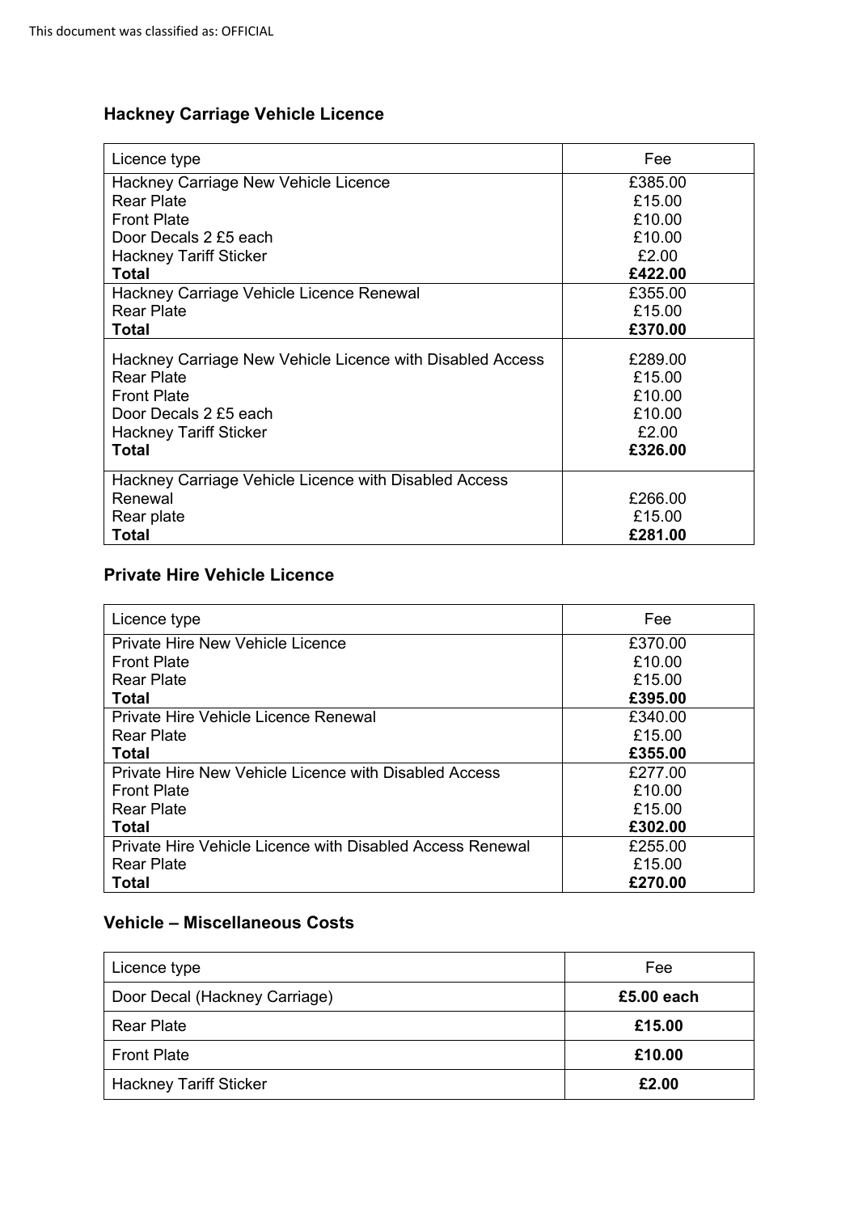## Hackney Carriage Vehicle Licence

| Licence type | Fee |
|---|---|
| Hackney Carriage New Vehicle Licence | £385.00 |
| Rear Plate | £15.00 |
| Front Plate | £10.00 |
| Door Decals 2 £5 each | £10.00 |
| Hackney Tariff Sticker | £2.00 |
| **Total** | **£422.00** |
| Hackney Carriage Vehicle Licence Renewal | £355.00 |
| Rear Plate | £15.00 |
| **Total** | **£370.00** |
| Hackney Carriage New Vehicle Licence with Disabled Access | £289.00 |
| Rear Plate | £15.00 |
| Front Plate | £10.00 |
| Door Decals 2 £5 each | £10.00 |
| Hackney Tariff Sticker | £2.00 |
| **Total** | **£326.00** |
| Hackney Carriage Vehicle Licence with Disabled Access Renewal | £266.00 |
| Rear plate | £15.00 |
| **Total** | **£281.00** |

## Private Hire Vehicle Licence

| Licence type | Fee |
|---|---|
| Private Hire New Vehicle Licence | £370.00 |
| Front Plate | £10.00 |
| Rear Plate | £15.00 |
| **Total** | **£395.00** |
| Private Hire Vehicle Licence Renewal | £340.00 |
| Rear Plate | £15.00 |
| **Total** | **£355.00** |
| Private Hire New Vehicle Licence with Disabled Access | £277.00 |
| Front Plate | £10.00 |
| Rear Plate | £15.00 |
| **Total** | **£302.00** |
| Private Hire Vehicle Licence with Disabled Access Renewal | £255.00 |
| Rear Plate | £15.00 |
| **Total** | **£270.00** |

## Vehicle – Miscellaneous Costs

| Licence type | Fee |
|---|---|
| Door Decal (Hackney Carriage) | **£5.00 each** |
| Rear Plate | **£15.00** |
| Front Plate | **£10.00** |
| Hackney Tariff Sticker | **£2.00** |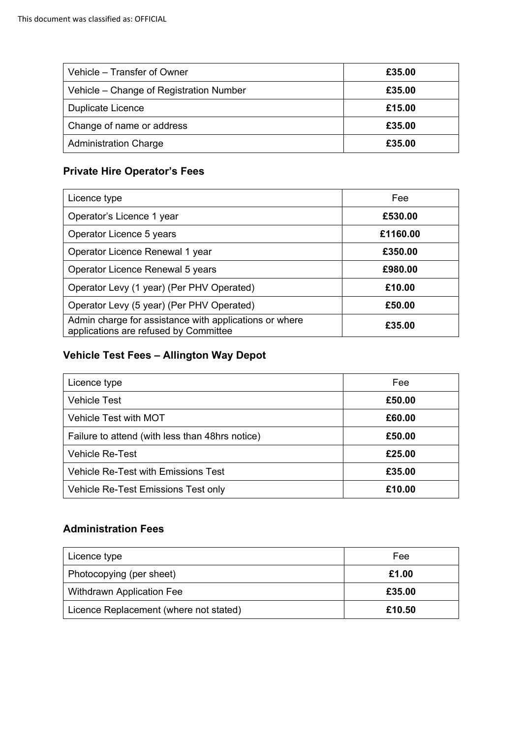| | |
|---|---|
| Vehicle – Transfer of Owner | **£35.00** |
| Vehicle – Change of Registration Number | **£35.00** |
| Duplicate Licence | **£15.00** |
| Change of name or address | **£35.00** |
| Administration Charge | **£35.00** |

## Private Hire Operator's Fees

| Licence type | Fee |
|---|---|
| Operator's Licence 1 year | **£530.00** |
| Operator Licence 5 years | **£1160.00** |
| Operator Licence Renewal 1 year | **£350.00** |
| Operator Licence Renewal 5 years | **£980.00** |
| Operator Levy (1 year) (Per PHV Operated) | **£10.00** |
| Operator Levy (5 year) (Per PHV Operated) | **£50.00** |
| Admin charge for assistance with applications or where applications are refused by Committee | **£35.00** |

## Vehicle Test Fees – Allington Way Depot

| Licence type | Fee |
|---|---|
| Vehicle Test | **£50.00** |
| Vehicle Test with MOT | **£60.00** |
| Failure to attend (with less than 48hrs notice) | **£50.00** |
| Vehicle Re-Test | **£25.00** |
| Vehicle Re-Test with Emissions Test | **£35.00** |
| Vehicle Re-Test Emissions Test only | **£10.00** |

## Administration Fees

| Licence type | Fee |
|---|---|
| Photocopying (per sheet) | **£1.00** |
| Withdrawn Application Fee | **£35.00** |
| Licence Replacement (where not stated) | **£10.50** |